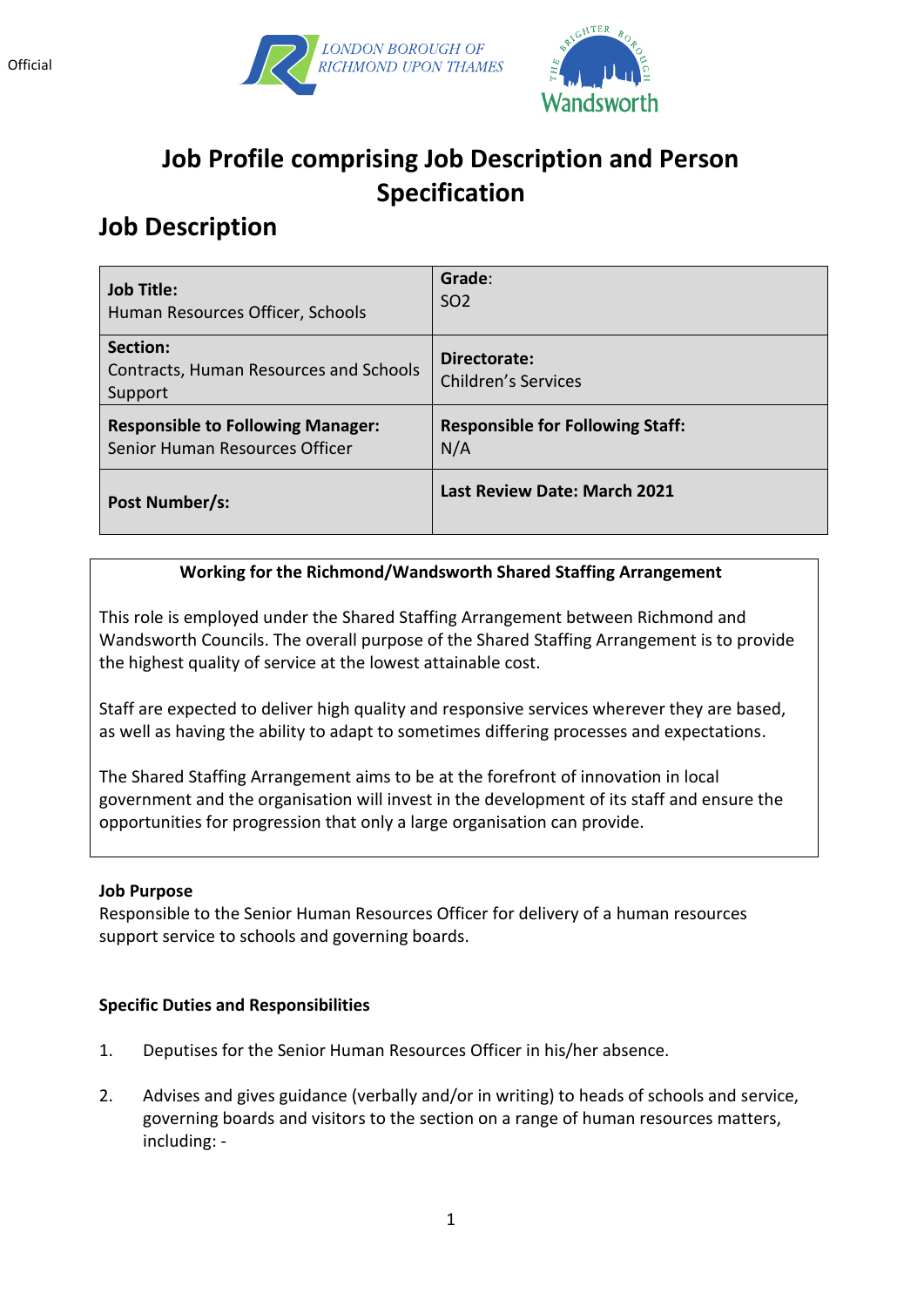Official

LONDON BOROUGH OF RICHMOND UPON THAMES

THE BRIGHTER BOROUGH Wandsworth

# Job Profile comprising Job Description and Person Specification

## Job Description

| **Job Title:** Human Resources Officer, Schools | **Grade:** SO2 |
|---|---|
| **Section:** Contracts, Human Resources and Schools Support | **Directorate:** Children's Services |
| **Responsible to Following Manager:** Senior Human Resources Officer | **Responsible for Following Staff:** N/A |
| **Post Number/s:** | **Last Review Date: March 2021** |

**Working for the Richmond/Wandsworth Shared Staffing Arrangement**

This role is employed under the Shared Staffing Arrangement between Richmond and Wandsworth Councils. The overall purpose of the Shared Staffing Arrangement is to provide the highest quality of service at the lowest attainable cost.

Staff are expected to deliver high quality and responsive services wherever they are based, as well as having the ability to adapt to sometimes differing processes and expectations.

The Shared Staffing Arrangement aims to be at the forefront of innovation in local government and the organisation will invest in the development of its staff and ensure the opportunities for progression that only a large organisation can provide.

**Job Purpose**

Responsible to the Senior Human Resources Officer for delivery of a human resources support service to schools and governing boards.

**Specific Duties and Responsibilities**

1. Deputises for the Senior Human Resources Officer in his/her absence.

2. Advises and gives guidance (verbally and/or in writing) to heads of schools and service, governing boards and visitors to the section on a range of human resources matters, including: -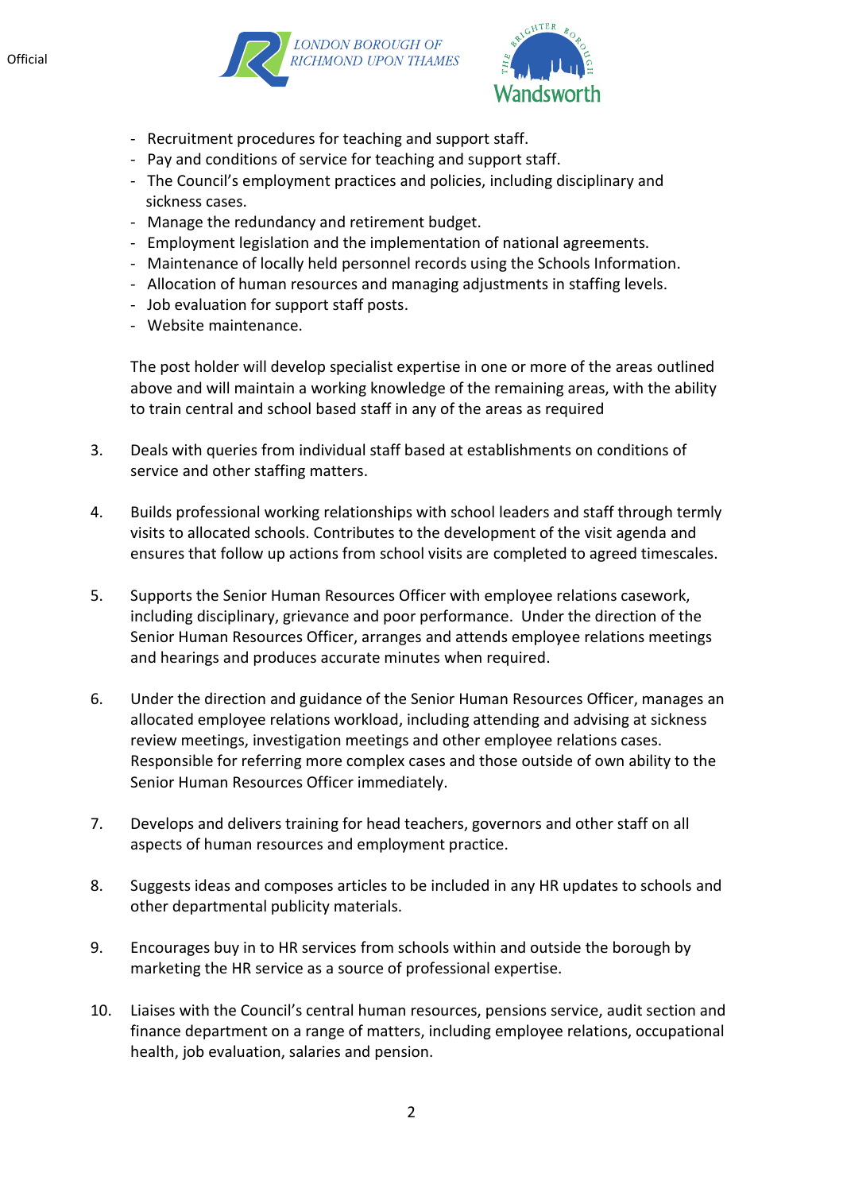- Recruitment procedures for teaching and support staff.
- Pay and conditions of service for teaching and support staff.
- The Council's employment practices and policies, including disciplinary and sickness cases.
- Manage the redundancy and retirement budget.
- Employment legislation and the implementation of national agreements.
- Maintenance of locally held personnel records using the Schools Information.
- Allocation of human resources and managing adjustments in staffing levels.
- Job evaluation for support staff posts.
- Website maintenance.

The post holder will develop specialist expertise in one or more of the areas outlined above and will maintain a working knowledge of the remaining areas, with the ability to train central and school based staff in any of the areas as required

3. Deals with queries from individual staff based at establishments on conditions of service and other staffing matters.

4. Builds professional working relationships with school leaders and staff through termly visits to allocated schools. Contributes to the development of the visit agenda and ensures that follow up actions from school visits are completed to agreed timescales.

5. Supports the Senior Human Resources Officer with employee relations casework, including disciplinary, grievance and poor performance. Under the direction of the Senior Human Resources Officer, arranges and attends employee relations meetings and hearings and produces accurate minutes when required.

6. Under the direction and guidance of the Senior Human Resources Officer, manages an allocated employee relations workload, including attending and advising at sickness review meetings, investigation meetings and other employee relations cases. Responsible for referring more complex cases and those outside of own ability to the Senior Human Resources Officer immediately.

7. Develops and delivers training for head teachers, governors and other staff on all aspects of human resources and employment practice.

8. Suggests ideas and composes articles to be included in any HR updates to schools and other departmental publicity materials.

9. Encourages buy in to HR services from schools within and outside the borough by marketing the HR service as a source of professional expertise.

10. Liaises with the Council's central human resources, pensions service, audit section and finance department on a range of matters, including employee relations, occupational health, job evaluation, salaries and pension.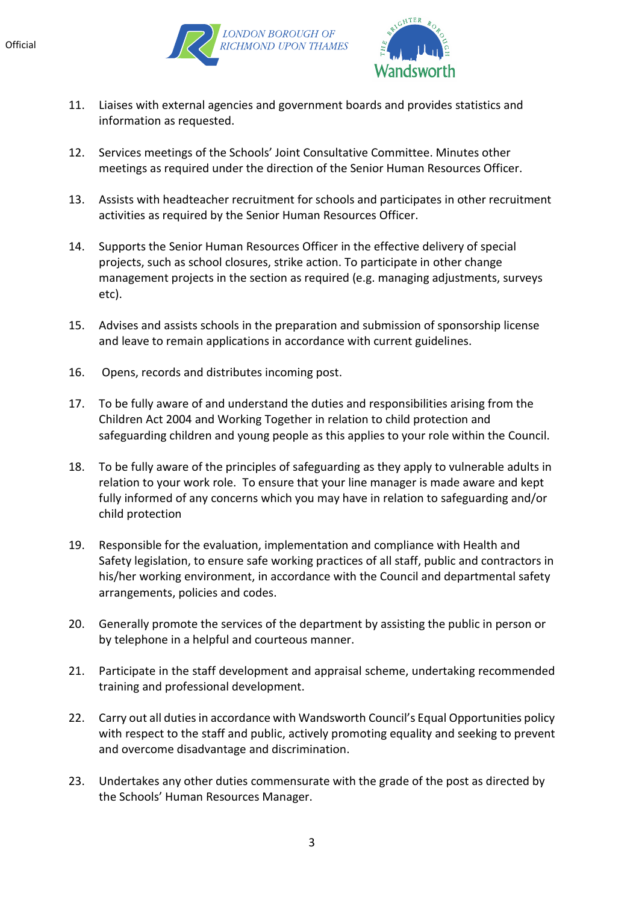11. Liaises with external agencies and government boards and provides statistics and information as requested.

12. Services meetings of the Schools' Joint Consultative Committee. Minutes other meetings as required under the direction of the Senior Human Resources Officer.

13. Assists with headteacher recruitment for schools and participates in other recruitment activities as required by the Senior Human Resources Officer.

14. Supports the Senior Human Resources Officer in the effective delivery of special projects, such as school closures, strike action. To participate in other change management projects in the section as required (e.g. managing adjustments, surveys etc).

15. Advises and assists schools in the preparation and submission of sponsorship license and leave to remain applications in accordance with current guidelines.

16. Opens, records and distributes incoming post.

17. To be fully aware of and understand the duties and responsibilities arising from the Children Act 2004 and Working Together in relation to child protection and safeguarding children and young people as this applies to your role within the Council.

18. To be fully aware of the principles of safeguarding as they apply to vulnerable adults in relation to your work role. To ensure that your line manager is made aware and kept fully informed of any concerns which you may have in relation to safeguarding and/or child protection

19. Responsible for the evaluation, implementation and compliance with Health and Safety legislation, to ensure safe working practices of all staff, public and contractors in his/her working environment, in accordance with the Council and departmental safety arrangements, policies and codes.

20. Generally promote the services of the department by assisting the public in person or by telephone in a helpful and courteous manner.

21. Participate in the staff development and appraisal scheme, undertaking recommended training and professional development.

22. Carry out all duties in accordance with Wandsworth Council's Equal Opportunities policy with respect to the staff and public, actively promoting equality and seeking to prevent and overcome disadvantage and discrimination.

23. Undertakes any other duties commensurate with the grade of the post as directed by the Schools' Human Resources Manager.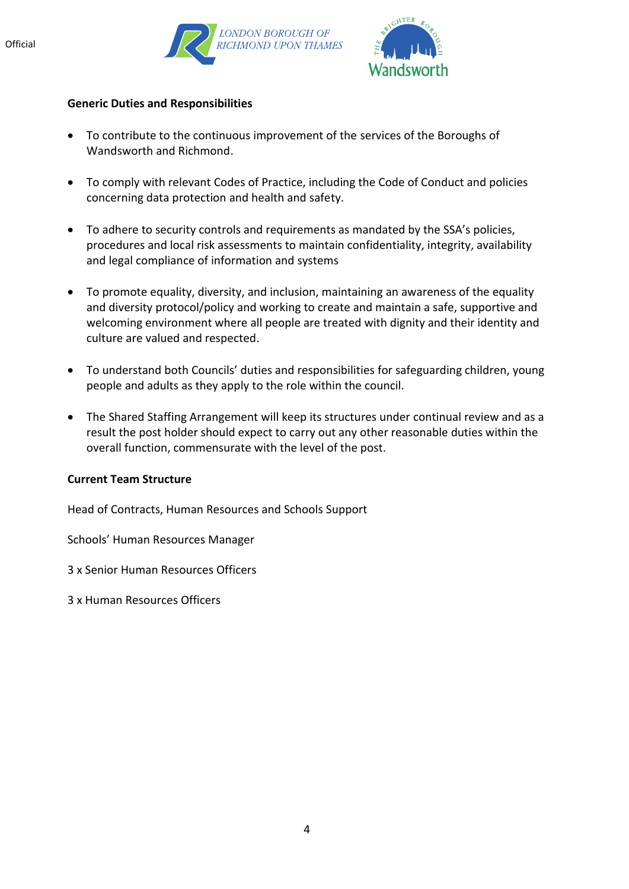**Generic Duties and Responsibilities**

- To contribute to the continuous improvement of the services of the Boroughs of Wandsworth and Richmond.
- To comply with relevant Codes of Practice, including the Code of Conduct and policies concerning data protection and health and safety.
- To adhere to security controls and requirements as mandated by the SSA's policies, procedures and local risk assessments to maintain confidentiality, integrity, availability and legal compliance of information and systems
- To promote equality, diversity, and inclusion, maintaining an awareness of the equality and diversity protocol/policy and working to create and maintain a safe, supportive and welcoming environment where all people are treated with dignity and their identity and culture are valued and respected.
- To understand both Councils' duties and responsibilities for safeguarding children, young people and adults as they apply to the role within the council.
- The Shared Staffing Arrangement will keep its structures under continual review and as a result the post holder should expect to carry out any other reasonable duties within the overall function, commensurate with the level of the post.

**Current Team Structure**

Head of Contracts, Human Resources and Schools Support

Schools' Human Resources Manager

3 x Senior Human Resources Officers

3 x Human Resources Officers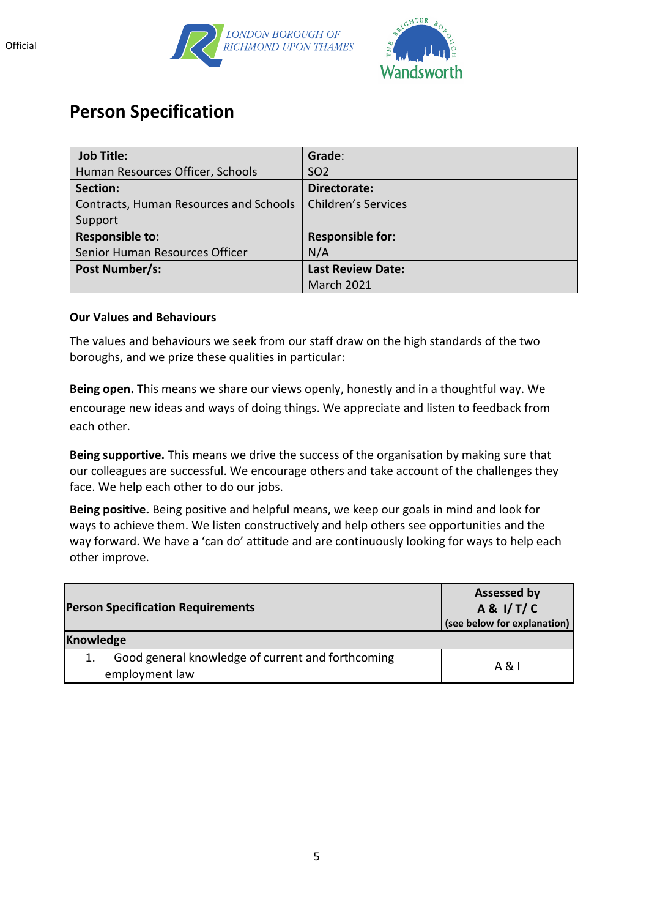# Person Specification

| **Job Title:** Human Resources Officer, Schools | **Grade**: SO2 |
|---|---|
| **Section:** Contracts, Human Resources and Schools Support | **Directorate:** Children's Services |
| **Responsible to:** Senior Human Resources Officer | **Responsible for:** N/A |
| **Post Number/s:** | **Last Review Date:** March 2021 |

### Our Values and Behaviours

The values and behaviours we seek from our staff draw on the high standards of the two boroughs, and we prize these qualities in particular:

**Being open.** This means we share our views openly, honestly and in a thoughtful way. We encourage new ideas and ways of doing things. We appreciate and listen to feedback from each other.

**Being supportive.** This means we drive the success of the organisation by making sure that our colleagues are successful. We encourage others and take account of the challenges they face. We help each other to do our jobs.

**Being positive.** Being positive and helpful means, we keep our goals in mind and look for ways to achieve them. We listen constructively and help others see opportunities and the way forward. We have a 'can do' attitude and are continuously looking for ways to help each other improve.

| **Person Specification Requirements** | **Assessed by A & I/ T/ C (see below for explanation)** |
|---|---|
| **Knowledge** | |
| 1. Good general knowledge of current and forthcoming employment law | A & I |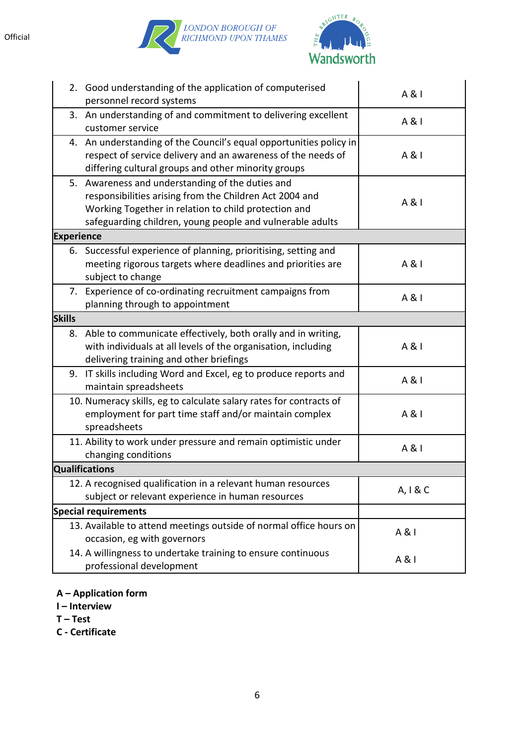| | |
|---|---|
| 2. Good understanding of the application of computerised personnel record systems | A & I |
| 3. An understanding of and commitment to delivering excellent customer service | A & I |
| 4. An understanding of the Council's equal opportunities policy in respect of service delivery and an awareness of the needs of differing cultural groups and other minority groups | A & I |
| 5. Awareness and understanding of the duties and responsibilities arising from the Children Act 2004 and Working Together in relation to child protection and safeguarding children, young people and vulnerable adults | A & I |
| **Experience** | |
| 6. Successful experience of planning, prioritising, setting and meeting rigorous targets where deadlines and priorities are subject to change | A & I |
| 7. Experience of co-ordinating recruitment campaigns from planning through to appointment | A & I |
| **Skills** | |
| 8. Able to communicate effectively, both orally and in writing, with individuals at all levels of the organisation, including delivering training and other briefings | A & I |
| 9. IT skills including Word and Excel, eg to produce reports and maintain spreadsheets | A & I |
| 10. Numeracy skills, eg to calculate salary rates for contracts of employment for part time staff and/or maintain complex spreadsheets | A & I |
| 11. Ability to work under pressure and remain optimistic under changing conditions | A & I |
| **Qualifications** | |
| 12. A recognised qualification in a relevant human resources subject or relevant experience in human resources | A, I & C |
| **Special requirements** | |
| 13. Available to attend meetings outside of normal office hours on occasion, eg with governors | A & I |
| 14. A willingness to undertake training to ensure continuous professional development | A & I |

**A – Application form**
**I – Interview**
**T – Test**
**C - Certificate**